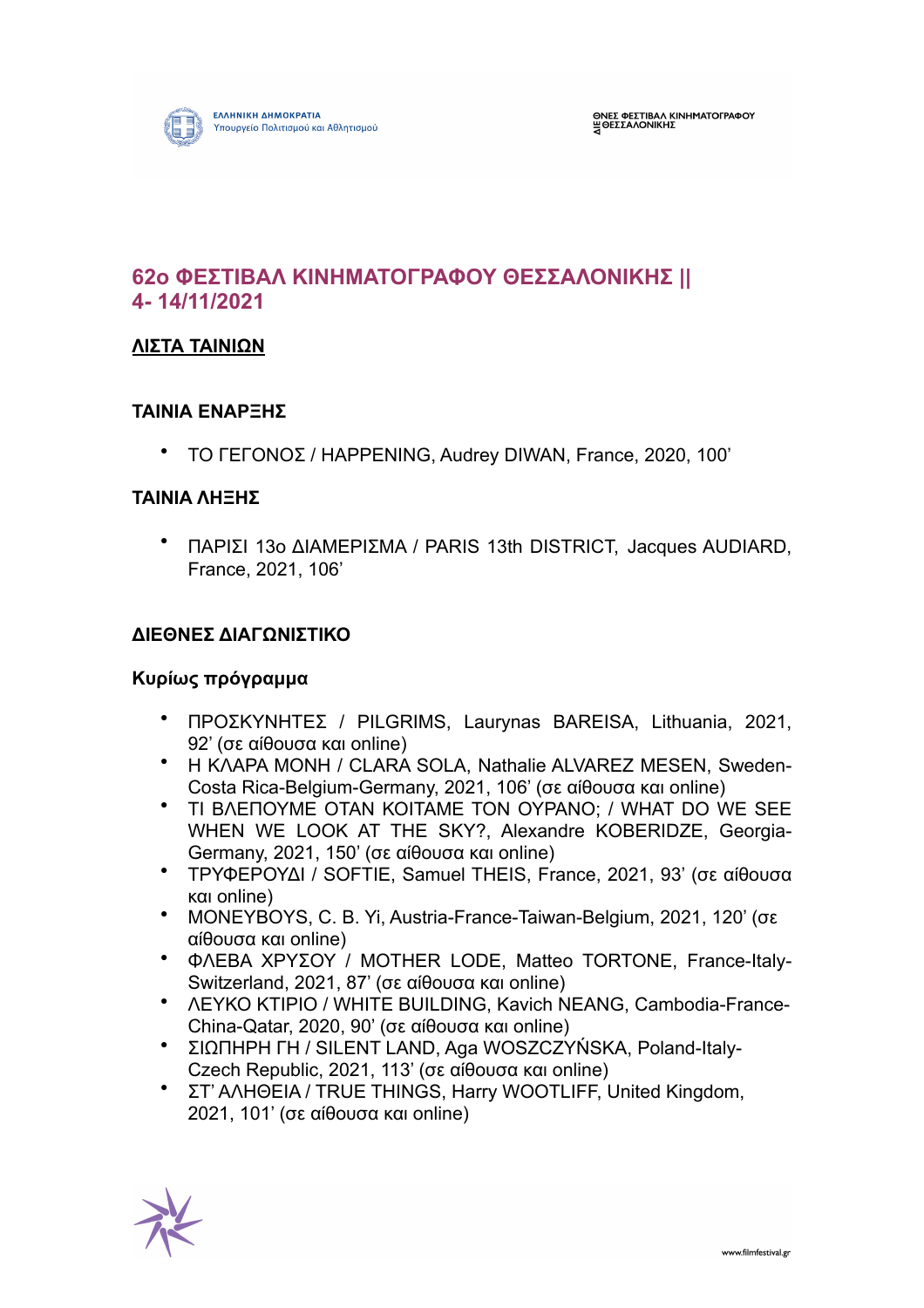## 62ο ΦΕΣΤΙΒΑΛ ΚΙΝΗΜΑΤΟΓΡΑΦΟΥ ΘΕΣΣΑΛΟΝΙΚΗΣ || 4- 14/11/2021

**ΛΙΣΤΑ ΤΑΙΝΙΩΝ**

### ΤΑΙΝΙΑ ΕΝΑΡΞΗΣ

- ΤΟ ΓΕΓΟΝΟΣ / HAPPENING, Audrey DIWAN, France, 2020, 100'

### ΤΑΙΝΙΑ ΛΗΞΗΣ

- ΠΑΡΙΣΙ 13ο ΔΙΑΜΕΡΙΣΜΑ / PARIS 13th DISTRICT, Jacques AUDIARD, France, 2021, 106'

### ΔΙΕΘΝΕΣ ΔΙΑΓΩΝΙΣΤΙΚΟ

#### Κυρίως πρόγραμμα

- ΠΡΟΣΚΥΝΗΤΕΣ / PILGRIMS, Laurynas BAREISA, Lithuania, 2021, 92' (σε αίθουσα και online)
- Η ΚΛΑΡΑ ΜΟΝΗ / CLARA SOLA, Nathalie ALVAREZ MESEN, Sweden-Costa Rica-Belgium-Germany, 2021, 106' (σε αίθουσα και online)
- ΤΙ ΒΛΕΠΟΥΜΕ ΟΤΑΝ ΚΟΙΤΑΜΕ ΤΟΝ ΟΥΡΑΝΟ; / WHAT DO WE SEE WHEN WE LOOK AT THE SKY?, Alexandre KOBERIDZE, Georgia-Germany, 2021, 150' (σε αίθουσα και online)
- ΤΡΥΦΕΡΟΥΔΙ / SOFTIE, Samuel THEIS, France, 2021, 93' (σε αίθουσα και online)
- MONEYBOYS, C. B. Yi, Austria-France-Taiwan-Belgium, 2021, 120' (σε αίθουσα και online)
- ΦΛΕΒΑ ΧΡΥΣΟΥ / MOTHER LODE, Matteo TORTONE, France-Italy-Switzerland, 2021, 87' (σε αίθουσα και online)
- ΛΕΥΚΟ ΚΤΙΡΙΟ / WHITE BUILDING, Kavich NEANG, Cambodia-France-China-Qatar, 2020, 90' (σε αίθουσα και online)
- ΣΙΩΠΗΡΗ ΓΗ / SILENT LAND, Aga WOSZCZYŃSKA, Poland-Italy-Czech Republic, 2021, 113' (σε αίθουσα και online)
- ΣΤ' ΑΛΗΘΕΙΑ / TRUE THINGS, Harry WOOTLIFF, United Kingdom, 2021, 101' (σε αίθουσα και online)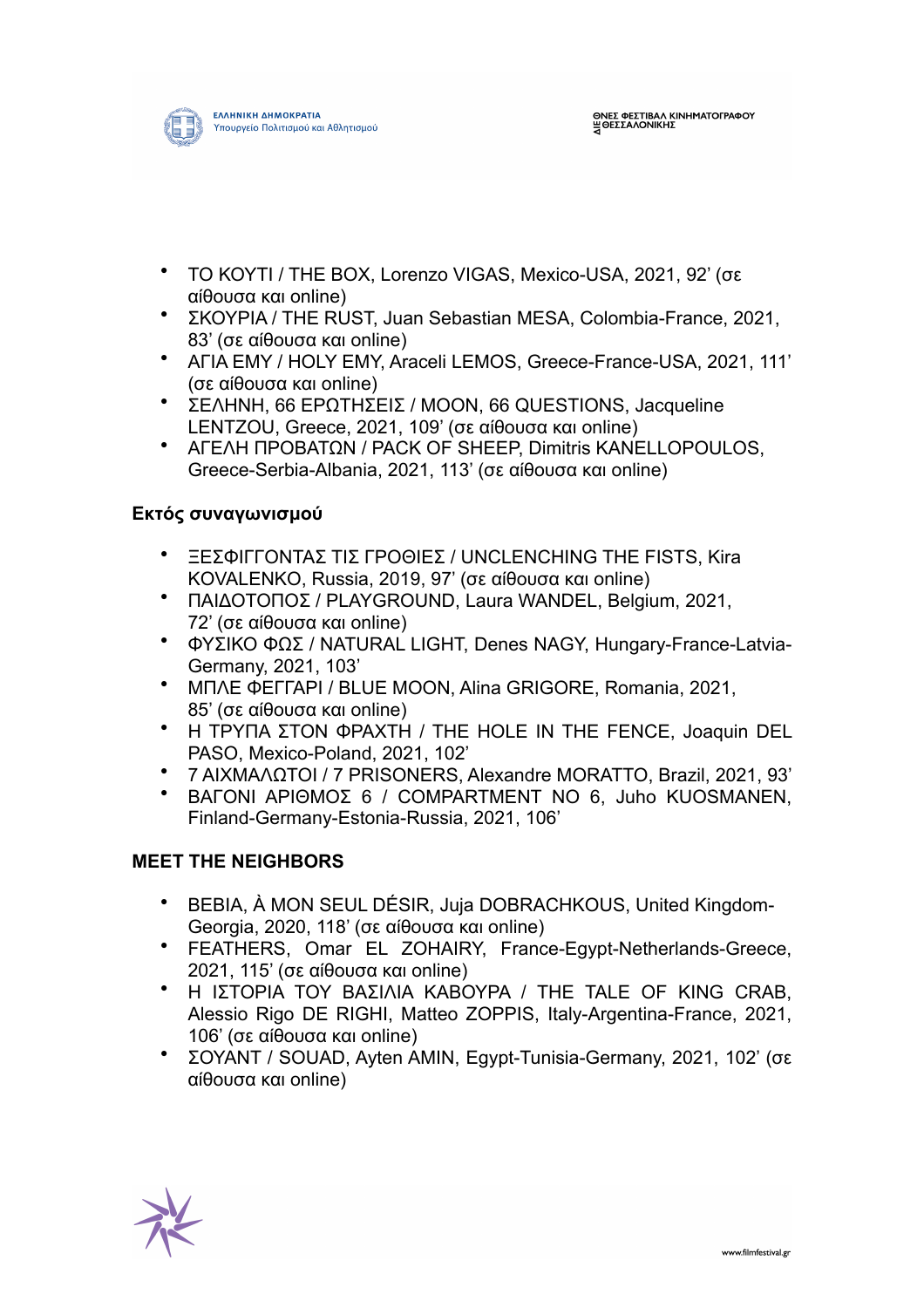- ΤΟ ΚΟΥΤΙ / THE BOX, Lorenzo VIGAS, Mexico-USA, 2021, 92' (σε αίθουσα και online)
- ΣΚΟΥΡΙΑ / THE RUST, Juan Sebastian MESA, Colombia-France, 2021, 83' (σε αίθουσα και online)
- ΑΓΙΑ ΕΜΥ / HOLY EMY, Araceli LEMOS, Greece-France-USA, 2021, 111' (σε αίθουσα και online)
- ΣΕΛΗΝΗ, 66 ΕΡΩΤΗΣΕΙΣ / MOON, 66 QUESTIONS, Jacqueline LENTZOU, Greece, 2021, 109' (σε αίθουσα και online)
- ΑΓΕΛΗ ΠΡΟΒΑΤΩΝ / PACK OF SHEEP, Dimitris KANELLOPOULOS, Greece-Serbia-Albania, 2021, 113' (σε αίθουσα και online)

**Εκτός συναγωνισμού**

- ΞΕΣΦΙΓΓΟΝΤΑΣ ΤΙΣ ΓΡΟΘΙΕΣ / UNCLENCHING THE FISTS, Kira KOVALENKO, Russia, 2019, 97' (σε αίθουσα και online)
- ΠΑΙΔΟΤΟΠΟΣ / PLAYGROUND, Laura WANDEL, Belgium, 2021, 72' (σε αίθουσα και online)
- ΦΥΣΙΚΟ ΦΩΣ / NATURAL LIGHT, Denes NAGY, Hungary-France-Latvia-Germany, 2021, 103'
- ΜΠΛΕ ΦΕΓΓΑΡΙ / BLUE MOON, Alina GRIGORE, Romania, 2021, 85' (σε αίθουσα και online)
- Η ΤΡΥΠΑ ΣΤΟΝ ΦΡΑΧΤΗ / THE HOLE IN THE FENCE, Joaquin DEL PASO, Mexico-Poland, 2021, 102'
- 7 ΑΙΧΜΑΛΩΤΟΙ / 7 PRISONERS, Alexandre MORATTO, Brazil, 2021, 93'
- ΒΑΓΟΝΙ ΑΡΙΘΜΟΣ 6 / COMPARTMENT NO 6, Juho KUOSMANEN, Finland-Germany-Estonia-Russia, 2021, 106'

**MEET THE NEIGHBORS**

- BEBIA, À MON SEUL DÉSIR, Juja DOBRACHKOUS, United Kingdom-Georgia, 2020, 118' (σε αίθουσα και online)
- FEATHERS, Omar EL ZOHAIRY, France-Egypt-Netherlands-Greece, 2021, 115' (σε αίθουσα και online)
- Η ΙΣΤΟΡΙΑ ΤΟΥ ΒΑΣΙΛΙΑ ΚΑΒΟΥΡΑ / THE TALE OF KING CRAB, Alessio Rigo DE RIGHI, Matteo ZOPPIS, Italy-Argentina-France, 2021, 106' (σε αίθουσα και online)
- ΣΟΥΑΝΤ / SOUAD, Ayten AMIN, Egypt-Tunisia-Germany, 2021, 102' (σε αίθουσα και online)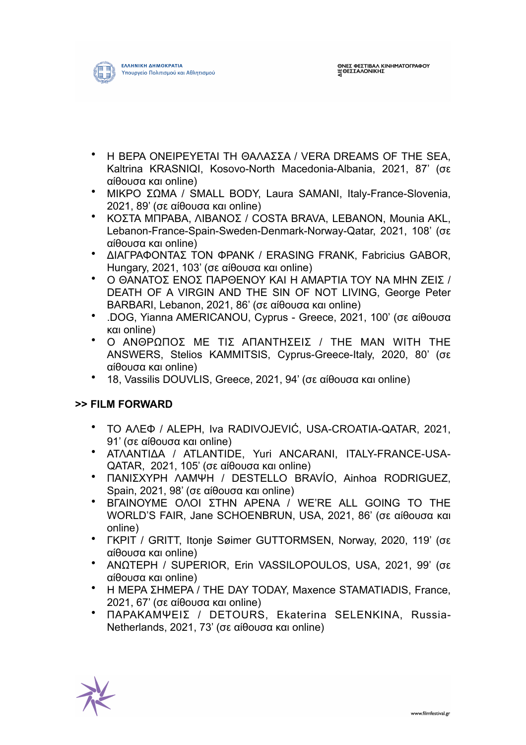- Η ΒΕΡΑ ΟΝΕΙΡΕΥΕΤΑΙ ΤΗ ΘΑΛΑΣΣΑ / VERA DREAMS OF THE SEA, Kaltrina KRASNIQI, Kosovo-North Macedonia-Albania, 2021, 87' (σε αίθουσα και online)
- ΜΙΚΡΟ ΣΩΜΑ / SMALL BODY, Laura SAMANI, Italy-France-Slovenia, 2021, 89' (σε αίθουσα και online)
- ΚΟΣΤΑ ΜΠΡΑΒΑ, ΛΙΒΑΝΟΣ / COSTA BRAVA, LEBANON, Mounia AKL, Lebanon-France-Spain-Sweden-Denmark-Norway-Qatar, 2021, 108' (σε αίθουσα και online)
- ΔΙΑΓΡΑΦΟΝΤΑΣ ΤΟΝ ΦΡΑΝΚ / ERASING FRANK, Fabricius GABOR, Hungary, 2021, 103' (σε αίθουσα και online)
- Ο ΘΑΝΑΤΟΣ ΕΝΟΣ ΠΑΡΘΕΝΟΥ ΚΑΙ Η ΑΜΑΡΤΙΑ ΤΟΥ ΝΑ ΜΗΝ ΖΕΙΣ / DEATH OF A VIRGIN AND THE SIN OF NOT LIVING, George Peter BARBARI, Lebanon, 2021, 86' (σε αίθουσα και online)
- .DOG, Yianna AMERICANOU, Cyprus - Greece, 2021, 100' (σε αίθουσα και online)
- Ο ΑΝΘΡΩΠΟΣ ΜΕ ΤΙΣ ΑΠΑΝΤΗΣΕΙΣ / THE MAN WITH THE ANSWERS, Stelios KAMMITSIS, Cyprus-Greece-Italy, 2020, 80' (σε αίθουσα και online)
- 18, Vassilis DOUVLIS, Greece, 2021, 94' (σε αίθουσα και online)

**>> FILM FORWARD**

- ΤΟ ΑΛΕΦ / ALEPH, Iva RADIVOJEVIĆ, USA-CROATIA-QATAR, 2021, 91' (σε αίθουσα και online)
- ΑΤΛΑΝΤΙΔΑ / ATLANTIDE, Yuri ANCARANI, ITALY-FRANCE-USA-QATAR, 2021, 105' (σε αίθουσα και online)
- ΠΑΝΙΣΧΥΡΗ ΛΑΜΨΗ / DESTELLO BRAVÍO, Ainhoa RODRIGUEZ, Spain, 2021, 98' (σε αίθουσα και online)
- ΒΓΑΙΝΟΥΜΕ ΟΛΟΙ ΣΤΗΝ ΑΡΕΝΑ / WE'RE ALL GOING TO THE WORLD'S FAIR, Jane SCHOENBRUN, USA, 2021, 86' (σε αίθουσα και online)
- ΓΚΡΙΤ / GRITT, Itonje Søimer GUTTORMSEN, Norway, 2020, 119' (σε αίθουσα και online)
- ΑΝΩΤΕΡΗ / SUPERIOR, Erin VASSILOPOULOS, USA, 2021, 99' (σε αίθουσα και online)
- Η ΜΕΡΑ ΣΗΜΕΡΑ / THE DAY TODAY, Maxence STAMATIADIS, France, 2021, 67' (σε αίθουσα και online)
- ΠΑΡΑΚΑΜΨΕΙΣ / DETOURS, Ekaterina SELENKINA, Russia-Netherlands, 2021, 73' (σε αίθουσα και online)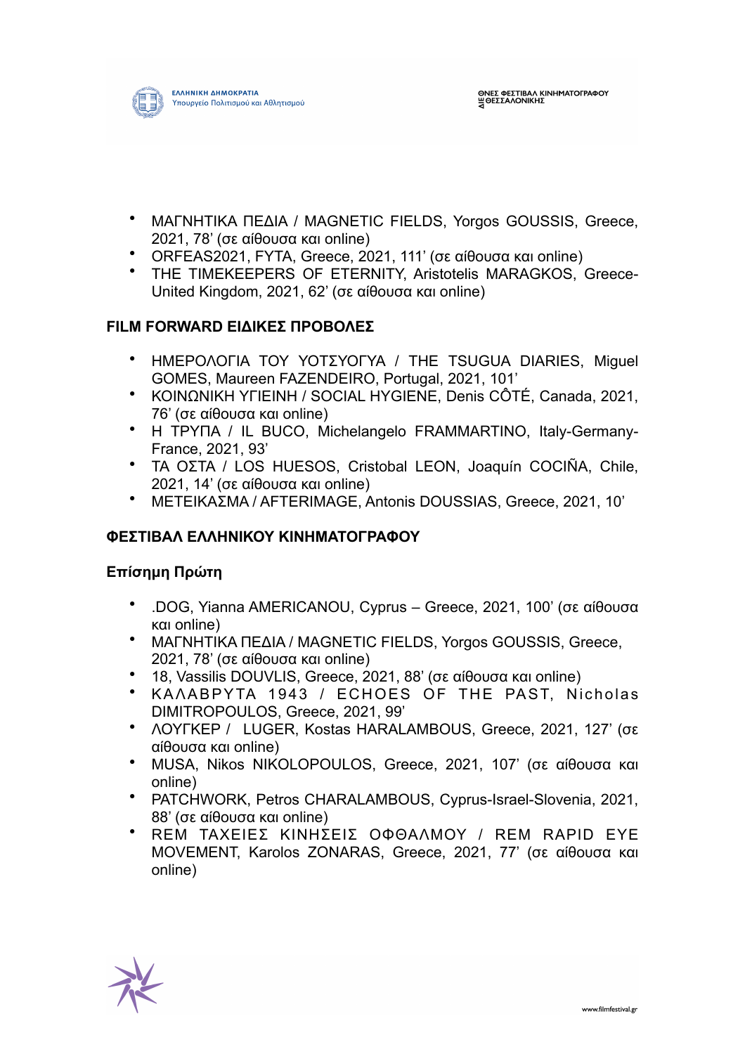- ΜΑΓΝΗΤΙΚΑ ΠΕΔΙΑ / MAGNETIC FIELDS, Yorgos GOUSSIS, Greece, 2021, 78' (σε αίθουσα και online)
- ORFEAS2021, FYTA, Greece, 2021, 111' (σε αίθουσα και online)
- THE TIMEKEEPERS OF ETERNITY, Aristotelis MARAGKOS, Greece-United Kingdom, 2021, 62' (σε αίθουσα και online)

### FILM FORWARD ΕΙΔΙΚΕΣ ΠΡΟΒΟΛΕΣ

- ΗΜΕΡΟΛΟΓΙΑ ΤΟΥ ΥΟΤΣΥΟΓΥΑ / THE TSUGUA DIARIES, Miguel GOMES, Maureen FAZENDEIRO, Portugal, 2021, 101'
- ΚΟΙΝΩΝΙΚΗ ΥΓΙΕΙΝΗ / SOCIAL HYGIENE, Denis CÔTÉ, Canada, 2021, 76' (σε αίθουσα και online)
- Η ΤΡΥΠΑ / IL BUCO, Michelangelo FRAMMARTINO, Italy-Germany-France, 2021, 93'
- ΤΑ ΟΣΤΑ / LOS HUESOS, Cristobal LEON, Joaquín COCIÑA, Chile, 2021, 14' (σε αίθουσα και online)
- ΜΕΤΕΙΚΑΣΜΑ / AFTERIMAGE, Antonis DOUSSIAS, Greece, 2021, 10'

### ΦΕΣΤΙΒΑΛ ΕΛΛΗΝΙΚΟΥ ΚΙΝΗΜΑΤΟΓΡΑΦΟΥ

#### Επίσημη Πρώτη

- .DOG, Yianna AMERICANOU, Cyprus – Greece, 2021, 100' (σε αίθουσα και online)
- ΜΑΓΝΗΤΙΚΑ ΠΕΔΙΑ / MAGNETIC FIELDS, Yorgos GOUSSIS, Greece, 2021, 78' (σε αίθουσα και online)
- 18, Vassilis DOUVLIS, Greece, 2021, 88' (σε αίθουσα και online)
- ΚΑΛΑΒΡΥΤΑ 1943 / ECHOES OF THE PAST, Nicholas DIMITROPOULOS, Greece, 2021, 99'
- ΛΟΥΓΚΕΡ / LUGER, Kostas HARALAMBOUS, Greece, 2021, 127' (σε αίθουσα και online)
- MUSA, Nikos NIKOLOPOULOS, Greece, 2021, 107' (σε αίθουσα και online)
- PATCHWORK, Petros CHARALAMBOUS, Cyprus-Israel-Slovenia, 2021, 88' (σε αίθουσα και online)
- REM ΤΑΧΕΙΕΣ ΚΙΝΗΣΕΙΣ ΟΦΘΑΛΜΟΥ / REM RAPID EYE MOVEMENT, Karolos ZONARAS, Greece, 2021, 77' (σε αίθουσα και online)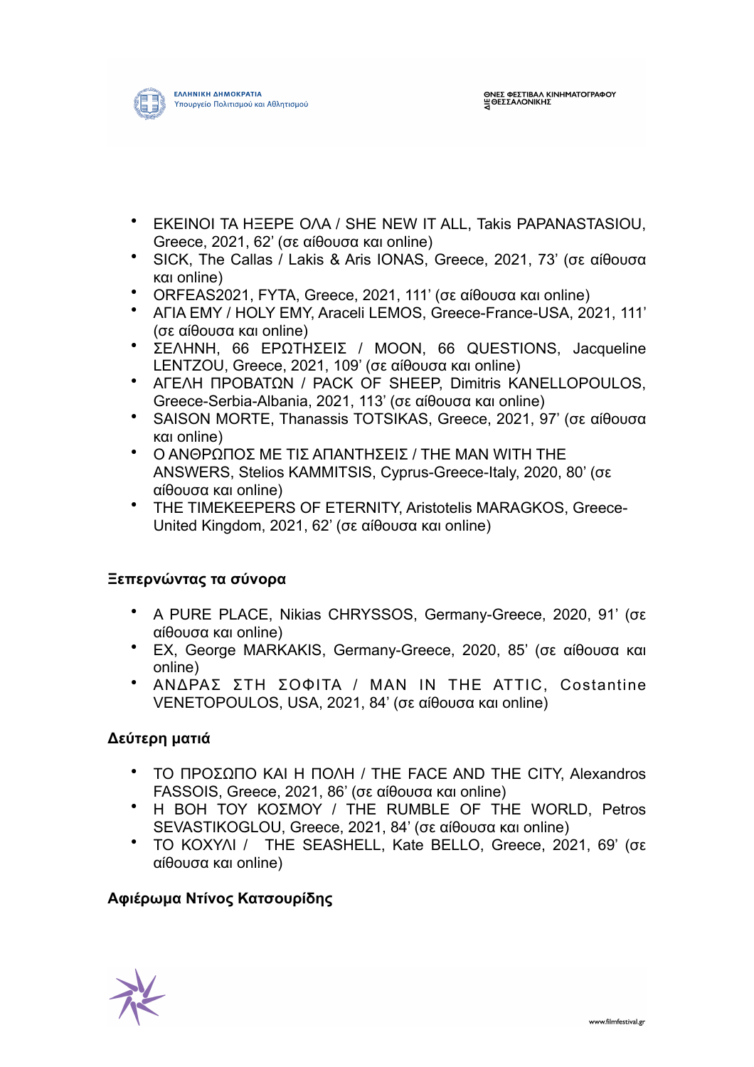- ΕΚΕΙΝΟΙ ΤΑ ΗΞΕΡΕ ΟΛΑ / SHE NEW IT ALL, Takis PAPANASTASIOU, Greece, 2021, 62' (σε αίθουσα και online)
- SICK, The Callas / Lakis & Aris IONAS, Greece, 2021, 73' (σε αίθουσα και online)
- ORFEAS2021, FYTA, Greece, 2021, 111' (σε αίθουσα και online)
- ΑΓΙΑ ΕΜΥ / HOLY EMY, Araceli LEMOS, Greece-France-USA, 2021, 111' (σε αίθουσα και online)
- ΣΕΛΗΝΗ, 66 ΕΡΩΤΗΣΕΙΣ / MOON, 66 QUESTIONS, Jacqueline LENTZOU, Greece, 2021, 109' (σε αίθουσα και online)
- ΑΓΕΛΗ ΠΡΟΒΑΤΩΝ / PACK OF SHEEP, Dimitris KANELLOPOULOS, Greece-Serbia-Albania, 2021, 113' (σε αίθουσα και online)
- SAISON MORTE, Thanassis TOTSIKAS, Greece, 2021, 97' (σε αίθουσα και online)
- Ο ΑΝΘΡΩΠΟΣ ΜΕ ΤΙΣ ΑΠΑΝΤΗΣΕΙΣ / THE MAN WITH THE ANSWERS, Stelios KAMMITSIS, Cyprus-Greece-Italy, 2020, 80' (σε αίθουσα και online)
- THE TIMEKEEPERS OF ETERNITY, Aristotelis MARAGKOS, Greece-United Kingdom, 2021, 62' (σε αίθουσα και online)

**Ξεπερνώντας τα σύνορα**

- A PURE PLACE, Nikias CHRYSSOS, Germany-Greece, 2020, 91' (σε αίθουσα και online)
- EX, George MARKAKIS, Germany-Greece, 2020, 85' (σε αίθουσα και online)
- ΑΝΔΡΑΣ ΣΤΗ ΣΟΦΙΤΑ / MAN IN THE ATTIC, Costantine VENETOPOULOS, USA, 2021, 84' (σε αίθουσα και online)

**Δεύτερη ματιά**

- ΤΟ ΠΡΟΣΩΠΟ ΚΑΙ Η ΠΟΛΗ / THE FACE AND THE CITY, Alexandros FASSOIS, Greece, 2021, 86' (σε αίθουσα και online)
- Η ΒΟΗ ΤΟΥ ΚΟΣΜΟΥ / THE RUMBLE OF THE WORLD, Petros SEVASTIKOGLOU, Greece, 2021, 84' (σε αίθουσα και online)
- ΤΟ ΚΟΧΥΛΙ / THE SEASHELL, Kate BELLO, Greece, 2021, 69' (σε αίθουσα και online)

**Αφιέρωμα Ντίνος Κατσουρίδης**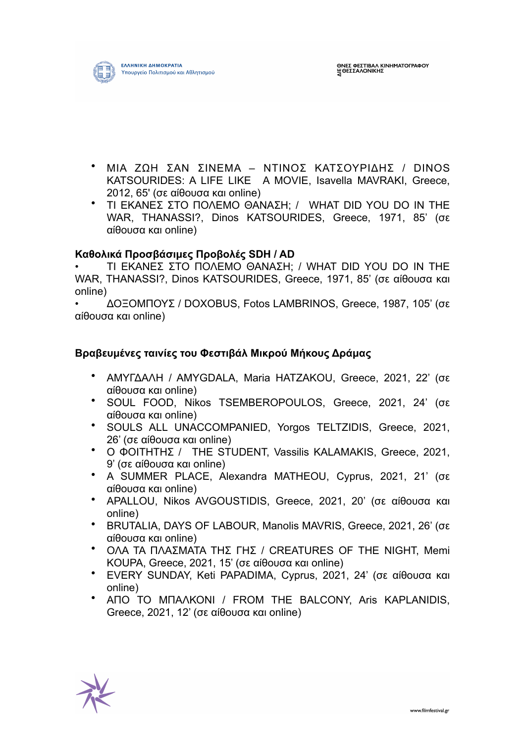- ΜΙΑ ΖΩΗ ΣΑΝ ΣΙΝΕΜΑ – ΝΤΙΝΟΣ ΚΑΤΣΟΥΡΙΔΗΣ / DINOS KATSOURIDES: A LIFE LIKE A MOVIE, Isavella MAVRAKI, Greece, 2012, 65' (σε αίθουσα και online)
- ΤΙ ΕΚΑΝΕΣ ΣΤΟ ΠΟΛΕΜΟ ΘΑΝΑΣΗ; / WHAT DID YOU DO IN THE WAR, THANASSI?, Dinos KATSOURIDES, Greece, 1971, 85' (σε αίθουσα και online)

**Καθολικά Προσβάσιμες Προβολές SDH / AD**

- ΤΙ ΕΚΑΝΕΣ ΣΤΟ ΠΟΛΕΜΟ ΘΑΝΑΣΗ; / WHAT DID YOU DO IN THE WAR, THANASSI?, Dinos KATSOURIDES, Greece, 1971, 85' (σε αίθουσα και online)
- ΔΟΞΟΜΠΟΥΣ / DOXOBUS, Fotos LAMBRINOS, Greece, 1987, 105' (σε αίθουσα και online)

**Βραβευμένες ταινίες του Φεστιβάλ Μικρού Μήκους Δράμας**

- ΑΜΥΓΔΑΛΗ / AMYGDALA, Maria HATZAKOU, Greece, 2021, 22' (σε αίθουσα και online)
- SOUL FOOD, Nikos TSEMBEROPOULOS, Greece, 2021, 24' (σε αίθουσα και online)
- SOULS ALL UNACCOMPANIED, Yorgos TELTZIDIS, Greece, 2021, 26' (σε αίθουσα και online)
- Ο ΦΟΙΤΗΤΗΣ / THE STUDENT, Vassilis KALAMAKIS, Greece, 2021, 9' (σε αίθουσα και online)
- A SUMMER PLACE, Alexandra MATHEOU, Cyprus, 2021, 21' (σε αίθουσα και online)
- APALLOU, Nikos AVGOUSTIDIS, Greece, 2021, 20' (σε αίθουσα και online)
- BRUTALIA, DAYS OF LABOUR, Manolis MAVRIS, Greece, 2021, 26' (σε αίθουσα και online)
- ΟΛΑ ΤΑ ΠΛΑΣΜΑΤΑ ΤΗΣ ΓΗΣ / CREATURES OF THE NIGHT, Memi KOUPA, Greece, 2021, 15' (σε αίθουσα και online)
- EVERY SUNDAY, Keti PAPADIMA, Cyprus, 2021, 24' (σε αίθουσα και online)
- ΑΠΟ ΤΟ ΜΠΑΛΚΟΝΙ / FROM THE BALCONY, Aris KAPLANIDIS, Greece, 2021, 12' (σε αίθουσα και online)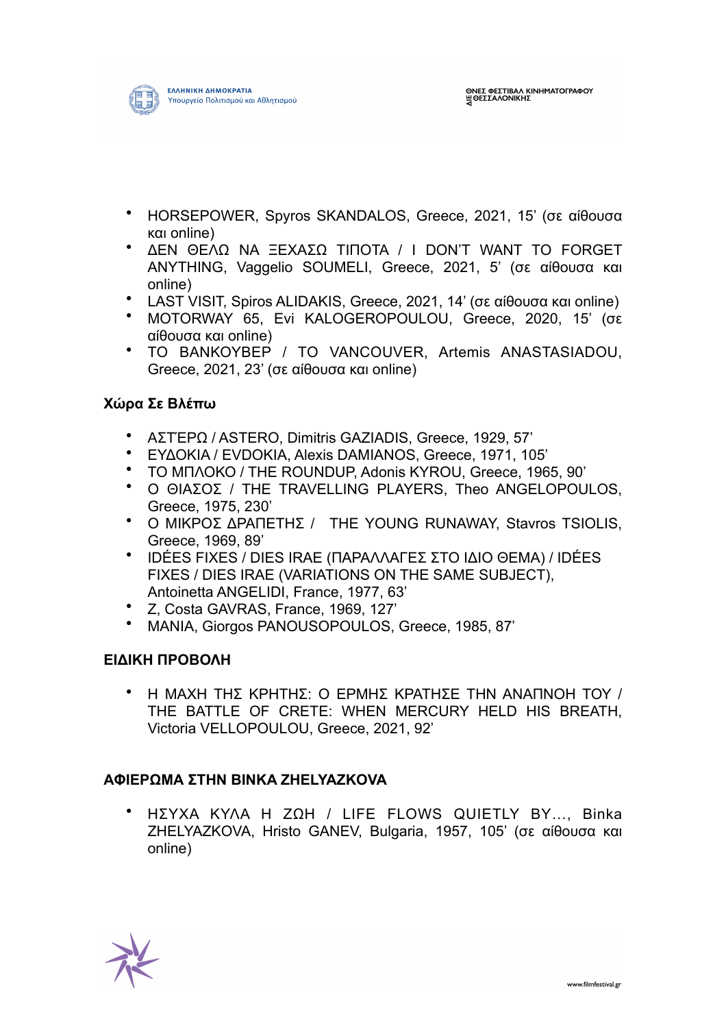- HORSEPOWER, Spyros SKANDALOS, Greece, 2021, 15' (σε αίθουσα και online)
- ΔΕΝ ΘΕΛΩ ΝΑ ΞΕΧΑΣΩ ΤΙΠΟΤΑ / I DON'T WANT TO FORGET ANYTHING, Vaggelio SOUMELI, Greece, 2021, 5' (σε αίθουσα και online)
- LAST VISIT, Spiros ALIDAKIS, Greece, 2021, 14' (σε αίθουσα και online)
- MOTORWAY 65, Evi KALOGEROPOULOU, Greece, 2020, 15' (σε αίθουσα και online)
- TO BANKOYBEP / TO VANCOUVER, Artemis ANASTASIADOU, Greece, 2021, 23' (σε αίθουσα και online)

**Χώρα Σε Βλέπω**

- ΑΣΤΕΡΩ / ASTERO, Dimitris GAZIADIS, Greece, 1929, 57'
- ΕΥΔΟΚΙΑ / EVDOKIA, Alexis DAMIANOS, Greece, 1971, 105'
- ΤΟ ΜΠΛΟΚΟ / THE ROUNDUP, Adonis KYROU, Greece, 1965, 90'
- Ο ΘΙΑΣΟΣ / THE TRAVELLING PLAYERS, Theo ANGELOPOULOS, Greece, 1975, 230'
- Ο ΜΙΚΡΟΣ ΔΡΑΠΕΤΗΣ / THE YOUNG RUNAWAY, Stavros TSIOLIS, Greece, 1969, 89'
- IDÉES FIXES / DIES IRAE (ΠΑΡΑΛΛΑΓΕΣ ΣΤΟ ΙΔΙΟ ΘΕΜΑ) / IDÉES FIXES / DIES IRAE (VARIATIONS ON THE SAME SUBJECT), Antoinetta ANGELIDI, France, 1977, 63'
- Z, Costa GAVRAS, France, 1969, 127'
- MANIA, Giorgos PANOUSOPOULOS, Greece, 1985, 87'

**ΕΙΔΙΚΗ ΠΡΟΒΟΛΗ**

- Η ΜΑΧΗ ΤΗΣ ΚΡΗΤΗΣ: Ο ΕΡΜΗΣ ΚΡΑΤΗΣΕ ΤΗΝ ΑΝΑΠΝΟΗ ΤΟΥ / THE BATTLE OF CRETE: WHEN MERCURY HELD HIS BREATH, Victoria VELLOPOULOU, Greece, 2021, 92'

**ΑΦΙΕΡΩΜΑ ΣΤΗΝ ΒΙΝΚΑ ZHELYAZKOVA**

- ΗΣΥΧΑ ΚΥΛΑ Η ΖΩΗ / LIFE FLOWS QUIETLY BY..., Binka ZHELYAZKOVA, Hristo GANEV, Bulgaria, 1957, 105' (σε αίθουσα και online)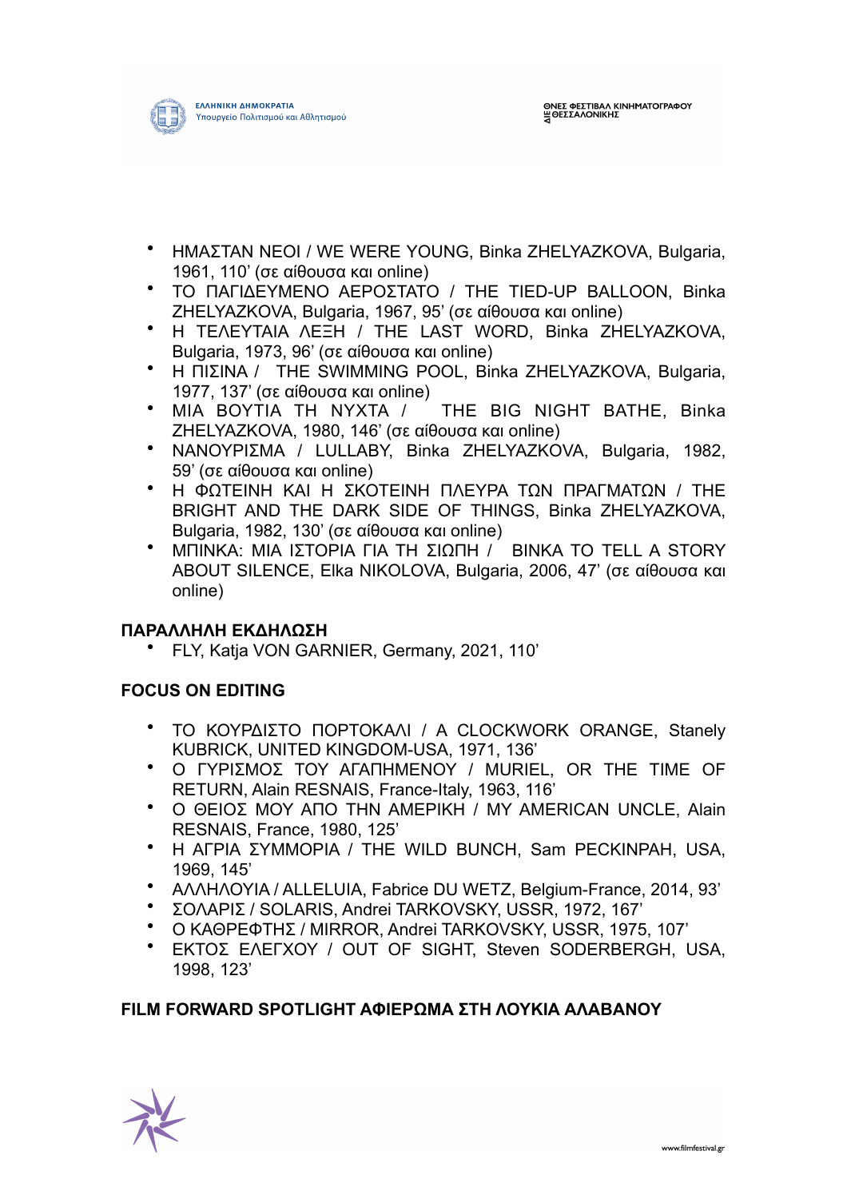- ΗΜΑΣΤΑΝ ΝΕΟΙ / WE WERE YOUNG, Binka ZHELYAZKOVA, Bulgaria, 1961, 110' (σε αίθουσα και online)
- ΤΟ ΠΑΓΙΔΕΥΜΕΝΟ ΑΕΡΟΣΤΑΤΟ / THE TIED-UP BALLOON, Binka ZHELYAZKOVA, Bulgaria, 1967, 95' (σε αίθουσα και online)
- Η ΤΕΛΕΥΤΑΙΑ ΛΕΞΗ / THE LAST WORD, Binka ZHELYAZKOVA, Bulgaria, 1973, 96' (σε αίθουσα και online)
- Η ΠΙΣΙΝΑ / THE SWIMMING POOL, Binka ZHELYAZKOVA, Bulgaria, 1977, 137' (σε αίθουσα και online)
- ΜΙΑ ΒΟΥΤΙΑ ΤΗ ΝΥΧΤΑ / THE BIG NIGHT BATHE, Binka ZHELYAZKOVA, 1980, 146' (σε αίθουσα και online)
- ΝΑΝΟΥΡΙΣΜΑ / LULLABY, Binka ZHELYAZKOVA, Bulgaria, 1982, 59' (σε αίθουσα και online)
- Η ΦΩΤΕΙΝΗ ΚΑΙ Η ΣΚΟΤΕΙΝΗ ΠΛΕΥΡΑ ΤΩΝ ΠΡΑΓΜΑΤΩΝ / THE BRIGHT AND THE DARK SIDE OF THINGS, Binka ZHELYAZKOVA, Bulgaria, 1982, 130' (σε αίθουσα και online)
- ΜΠΙΝΚΑ: ΜΙΑ ΙΣΤΟΡΙΑ ΓΙΑ ΤΗ ΣΙΩΠΗ / BINKA TO TELL A STORY ABOUT SILENCE, Elka NIKOLOVA, Bulgaria, 2006, 47' (σε αίθουσα και online)

**ΠΑΡΑΛΛΗΛΗ ΕΚΔΗΛΩΣΗ**

- FLY, Katja VON GARNIER, Germany, 2021, 110'

**FOCUS ON EDITING**

- ΤΟ ΚΟΥΡΔΙΣΤΟ ΠΟΡΤΟΚΑΛΙ / A CLOCKWORK ORANGE, Stanely KUBRICK, UNITED KINGDOM-USA, 1971, 136'
- Ο ΓΥΡΙΣΜΟΣ ΤΟΥ ΑΓΑΠΗΜΕΝΟΥ / MURIEL, OR THE TIME OF RETURN, Alain RESNAIS, France-Italy, 1963, 116'
- Ο ΘΕΙΟΣ ΜΟΥ ΑΠΟ ΤΗΝ ΑΜΕΡΙΚΗ / MY AMERICAN UNCLE, Alain RESNAIS, France, 1980, 125'
- Η ΑΓΡΙΑ ΣΥΜΜΟΡΙΑ / THE WILD BUNCH, Sam PECKINPAH, USA, 1969, 145'
- ΑΛΛΗΛΟΥΙΑ / ALLELUIA, Fabrice DU WETZ, Belgium-France, 2014, 93'
- ΣΟΛΑΡΙΣ / SOLARIS, Andrei TARKOVSKY, USSR, 1972, 167'
- Ο ΚΑΘΡΕΦΤΗΣ / MIRROR, Andrei TARKOVSKY, USSR, 1975, 107'
- ΕΚΤΟΣ ΕΛΕΓΧΟΥ / OUT OF SIGHT, Steven SODERBERGH, USA, 1998, 123'

**FILM FORWARD SPOTLIGHT ΑΦΙΕΡΩΜΑ ΣΤΗ ΛΟΥΚΙΑ ΑΛΑΒΑΝΟΥ**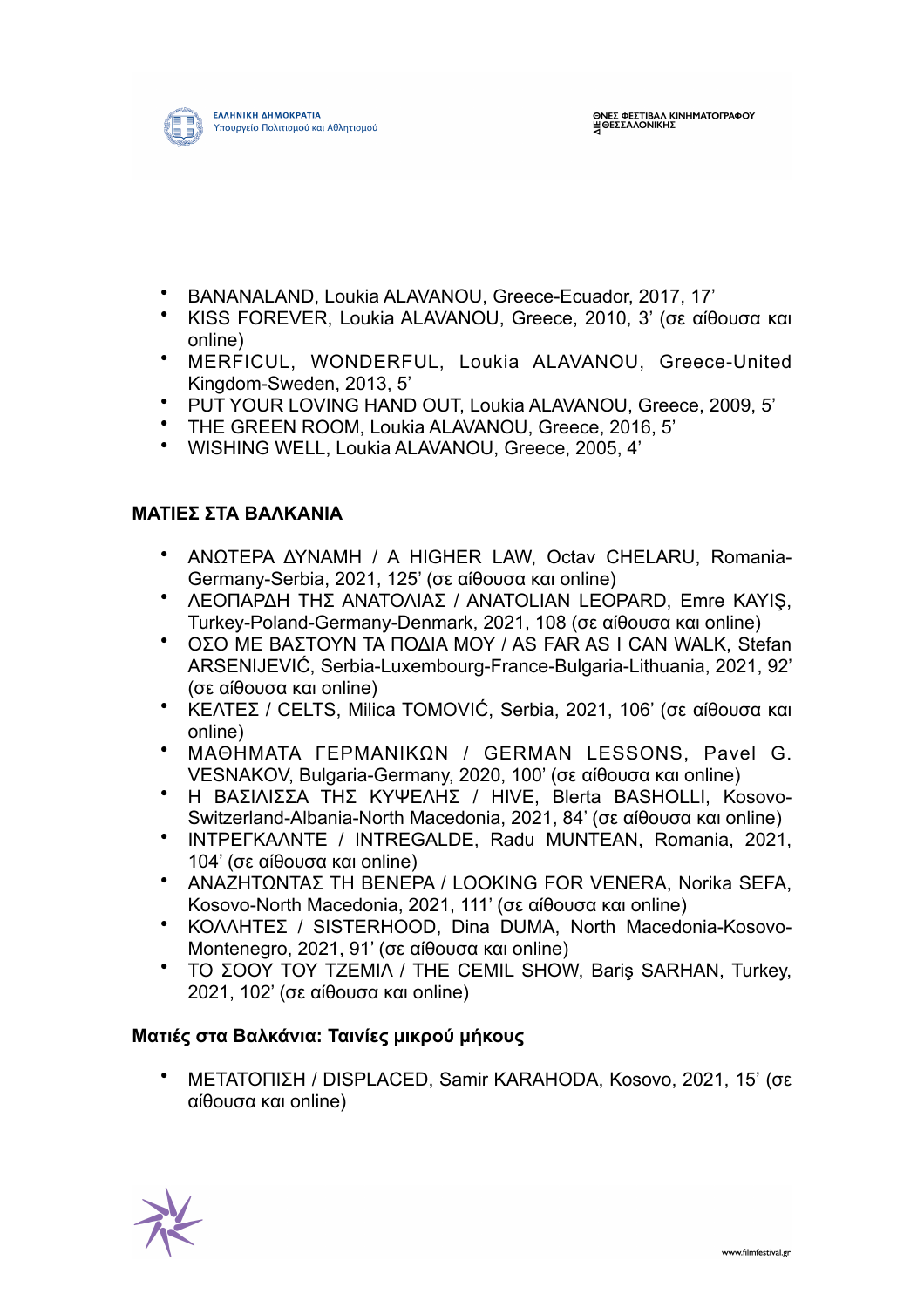- BANANALAND, Loukia ALAVANOU, Greece-Ecuador, 2017, 17'
- KISS FOREVER, Loukia ALAVANOU, Greece, 2010, 3' (σε αίθουσα και online)
- MERFICUL, WONDERFUL, Loukia ALAVANOU, Greece-United Kingdom-Sweden, 2013, 5'
- PUT YOUR LOVING HAND OUT, Loukia ALAVANOU, Greece, 2009, 5'
- THE GREEN ROOM, Loukia ALAVANOU, Greece, 2016, 5'
- WISHING WELL, Loukia ALAVANOU, Greece, 2005, 4'

**ΜΑΤΙΕΣ ΣΤΑ ΒΑΛΚΑΝΙΑ**

- ΑΝΩΤΕΡΑ ΔΥΝΑΜΗ / A HIGHER LAW, Octav CHELARU, Romania-Germany-Serbia, 2021, 125' (σε αίθουσα και online)
- ΛΕΟΠΑΡΔΗ ΤΗΣ ΑΝΑΤΟΛΙΑΣ / ANATOLIAN LEOPARD, Emre KAYIŞ, Turkey-Poland-Germany-Denmark, 2021, 108 (σε αίθουσα και online)
- ΟΣΟ ΜΕ ΒΑΣΤΟΥΝ ΤΑ ΠΟΔΙΑ ΜΟΥ / AS FAR AS I CAN WALK, Stefan ARSENIJEVIĆ, Serbia-Luxembourg-France-Bulgaria-Lithuania, 2021, 92' (σε αίθουσα και online)
- ΚΕΛΤΕΣ / CELTS, Milica TOMOVIĆ, Serbia, 2021, 106' (σε αίθουσα και online)
- ΜΑΘΗΜΑΤΑ ΓΕΡΜΑΝΙΚΩΝ / GERMAN LESSONS, Pavel G. VESNAKOV, Bulgaria-Germany, 2020, 100' (σε αίθουσα και online)
- Η ΒΑΣΙΛΙΣΣΑ ΤΗΣ ΚΥΨΕΛΗΣ / HIVE, Blerta BASHOLLI, Kosovo-Switzerland-Albania-North Macedonia, 2021, 84' (σε αίθουσα και online)
- ΙΝΤΡΕΓΚΑΛΝΤΕ / INTREGALDE, Radu MUNTEAN, Romania, 2021, 104' (σε αίθουσα και online)
- ΑΝΑΖΗΤΩΝΤΑΣ ΤΗ ΒΕΝΕΡΑ / LOOKING FOR VENERA, Norika SEFA, Kosovo-North Macedonia, 2021, 111' (σε αίθουσα και online)
- ΚΟΛΛΗΤΕΣ / SISTERHOOD, Dina DUMA, North Macedonia-Kosovo-Montenegro, 2021, 91' (σε αίθουσα και online)
- ΤΟ ΣΟΟΥ ΤΟΥ ΤΖΕΜΙΛ / THE CEMIL SHOW, Bariş SARHAN, Turkey, 2021, 102' (σε αίθουσα και online)

**Ματιές στα Βαλκάνια: Ταινίες μικρού μήκους**

- ΜΕΤΑΤΟΠΙΣΗ / DISPLACED, Samir KARAHODA, Kosovo, 2021, 15' (σε αίθουσα και online)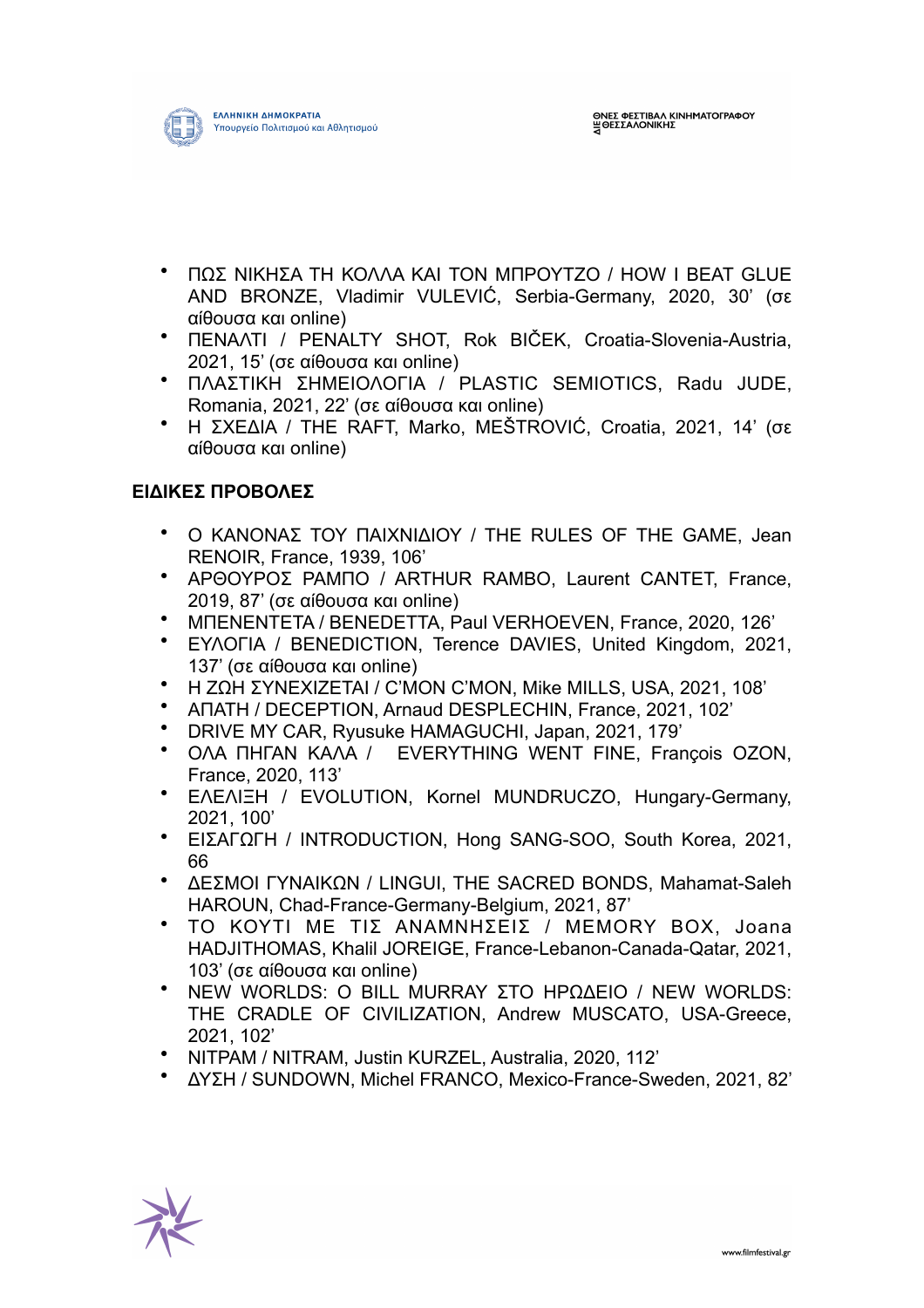- ΠΩΣ ΝΙΚΗΣΑ ΤΗ ΚΟΛΛΑ ΚΑΙ ΤΟΝ ΜΠΡΟΥΤΖΟ / HOW I BEAT GLUE AND BRONZE, Vladimir VULEVIĆ, Serbia-Germany, 2020, 30' (σε αίθουσα και online)
- ΠΕΝΑΛΤΙ / PENALTY SHOT, Rok BIČEK, Croatia-Slovenia-Austria, 2021, 15' (σε αίθουσα και online)
- ΠΛΑΣΤΙΚΗ ΣΗΜΕΙΟΛΟΓΙΑ / PLASTIC SEMIOTICS, Radu JUDE, Romania, 2021, 22' (σε αίθουσα και online)
- Η ΣΧΕΔΙΑ / THE RAFT, Marko, MEŠTROVIĆ, Croatia, 2021, 14' (σε αίθουσα και online)

**ΕΙΔΙΚΕΣ ΠΡΟΒΟΛΕΣ**

- Ο ΚΑΝΟΝΑΣ ΤΟΥ ΠΑΙΧΝΙΔΙΟΥ / THE RULES OF THE GAME, Jean RENOIR, France, 1939, 106'
- ΑΡΘΟΥΡΟΣ ΡΑΜΠΟ / ARTHUR RAMBO, Laurent CANTET, France, 2019, 87' (σε αίθουσα και online)
- ΜΠΕΝΕΝΤΕΤΑ / BENEDETTA, Paul VERHOEVEN, France, 2020, 126'
- ΕΥΛΟΓΙΑ / BENEDICTION, Terence DAVIES, United Kingdom, 2021, 137' (σε αίθουσα και online)
- Η ΖΩΗ ΣΥΝΕΧΙΖΕΤΑΙ / C'MON C'MON, Mike MILLS, USA, 2021, 108'
- ΑΠΑΤΗ / DECEPTION, Arnaud DESPLECHIN, France, 2021, 102'
- DRIVE MY CAR, Ryusuke HAMAGUCHI, Japan, 2021, 179'
- ΟΛΑ ΠΗΓΑΝ ΚΑΛΑ / EVERYTHING WENT FINE, François OZON, France, 2020, 113'
- ΕΞΕΛΙΞΗ / EVOLUTION, Kornel MUNDRUCZO, Hungary-Germany, 2021, 100'
- ΕΙΣΑΓΩΓΗ / INTRODUCTION, Hong SANG-SOO, South Korea, 2021, 66
- ΔΕΣΜΟΙ ΓΥΝΑΙΚΩΝ / LINGUI, THE SACRED BONDS, Mahamat-Saleh HAROUN, Chad-France-Germany-Belgium, 2021, 87'
- ΤΟ ΚΟΥΤΙ ΜΕ ΤΙΣ ΑΝΑΜΝΗΣΕΙΣ / MEMORY BOX, Joana HADJITHOMAS, Khalil JOREIGE, France-Lebanon-Canada-Qatar, 2021, 103' (σε αίθουσα και online)
- NEW WORLDS: Ο BILL MURRAY ΣΤΟ ΗΡΩΔΕΙΟ / NEW WORLDS: THE CRADLE OF CIVILIZATION, Andrew MUSCATO, USA-Greece, 2021, 102'
- ΝΙΤΡΑΜ / NITRAM, Justin KURZEL, Australia, 2020, 112'
- ΔΥΣΗ / SUNDOWN, Michel FRANCO, Mexico-France-Sweden, 2021, 82'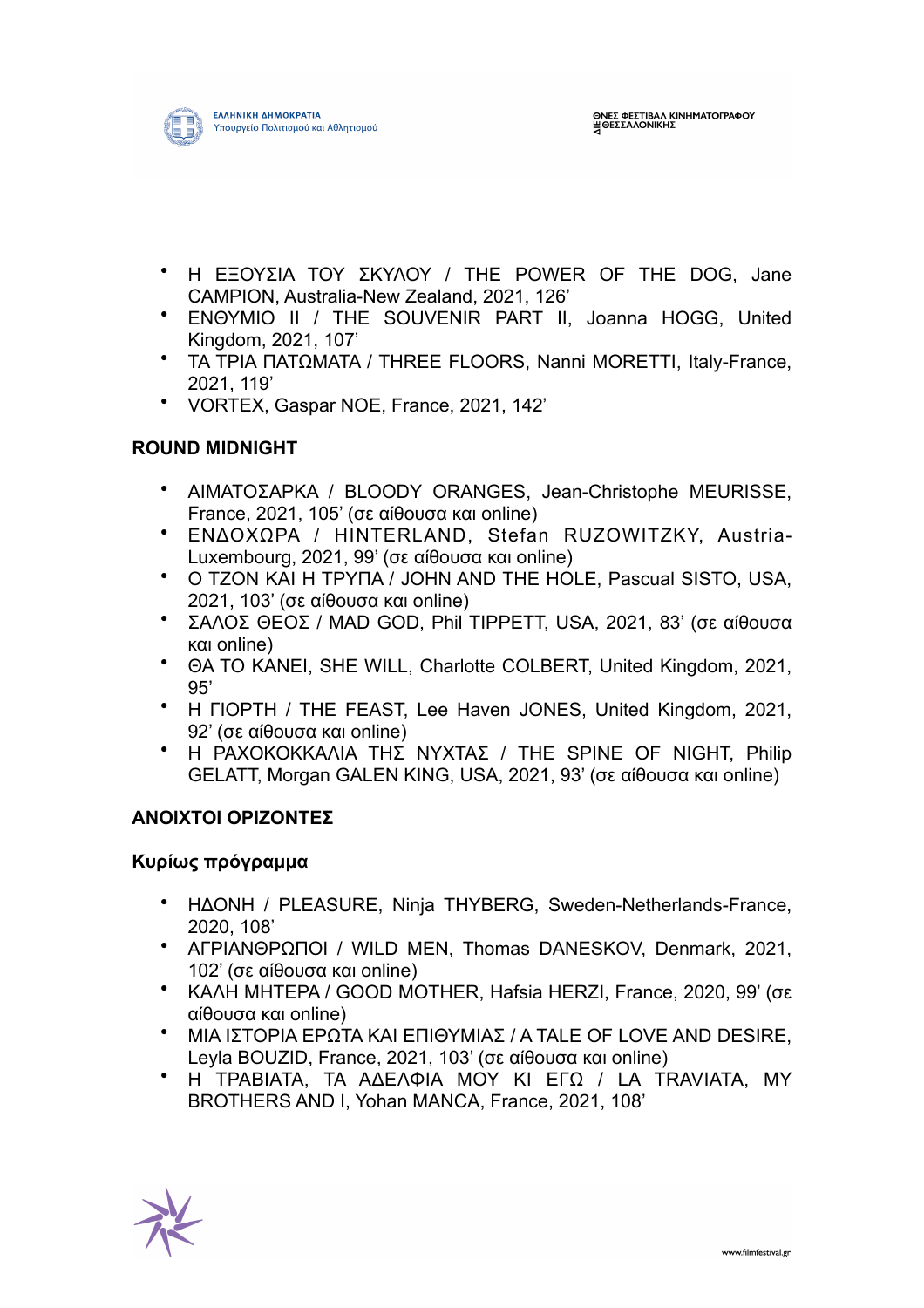- Η ΕΞΟΥΣΙΑ ΤΟΥ ΣΚΥΛΟΥ / THE POWER OF THE DOG, Jane CAMPION, Australia-New Zealand, 2021, 126’
- ΕΝΘΥΜΙΟ II / THE SOUVENIR PART II, Joanna HOGG, United Kingdom, 2021, 107’
- ΤΑ ΤΡΙΑ ΠΑΤΩΜΑΤΑ / THREE FLOORS, Nanni MORETTI, Italy-France, 2021, 119’
- VORTEX, Gaspar NOE, France, 2021, 142’

**ROUND MIDNIGHT**

- ΑΙΜΑΤΟΣΑΡΚΑ / BLOODY ORANGES, Jean-Christophe MEURISSE, France, 2021, 105’ (σε αίθουσα και online)
- ΕΝΔΟΧΩΡΑ / HINTERLAND, Stefan RUZOWITZKY, Austria-Luxembourg, 2021, 99’ (σε αίθουσα και online)
- Ο ΤΖΟΝ ΚΑΙ Η ΤΡΥΠΑ / JOHN AND THE HOLE, Pascual SISTO, USA, 2021, 103’ (σε αίθουσα και online)
- ΣΑΛΟΣ ΘΕΟΣ / MAD GOD, Phil TIPPETT, USA, 2021, 83’ (σε αίθουσα και online)
- ΘΑ ΤΟ ΚΑΝΕΙ, SHE WILL, Charlotte COLBERT, United Kingdom, 2021, 95’
- Η ΓΙΟΡΤΗ / THE FEAST, Lee Haven JONES, United Kingdom, 2021, 92’ (σε αίθουσα και online)
- Η ΡΑΧΟΚΟΚΚΑΛΙΑ ΤΗΣ ΝΥΧΤΑΣ / THE SPINE OF NIGHT, Philip GELATT, Morgan GALEN KING, USA, 2021, 93’ (σε αίθουσα και online)

**ΑΝΟΙΧΤΟΙ ΟΡΙΖΟΝΤΕΣ**

**Κυρίως πρόγραμμα**

- ΗΔΟΝΗ / PLEASURE, Ninja THYBERG, Sweden-Netherlands-France, 2020, 108’
- ΑΓΡΙΑΝΘΡΩΠΟΙ / WILD MEN, Thomas DANESKOV, Denmark, 2021, 102’ (σε αίθουσα και online)
- ΚΑΛΗ ΜΗΤΕΡΑ / GOOD MOTHER, Hafsia HERZI, France, 2020, 99’ (σε αίθουσα και online)
- ΜΙΑ ΙΣΤΟΡΙΑ ΕΡΩΤΑ ΚΑΙ ΕΠΙΘΥΜΙΑΣ / A TALE OF LOVE AND DESIRE, Leyla BOUZID, France, 2021, 103’ (σε αίθουσα και online)
- Η ΤΡΑΒΙΑΤΑ, ΤΑ ΑΔΕΛΦΙΑ ΜΟΥ ΚΙ ΕΓΩ / LA TRAVIATA, MY BROTHERS AND I, Yohan MANCA, France, 2021, 108’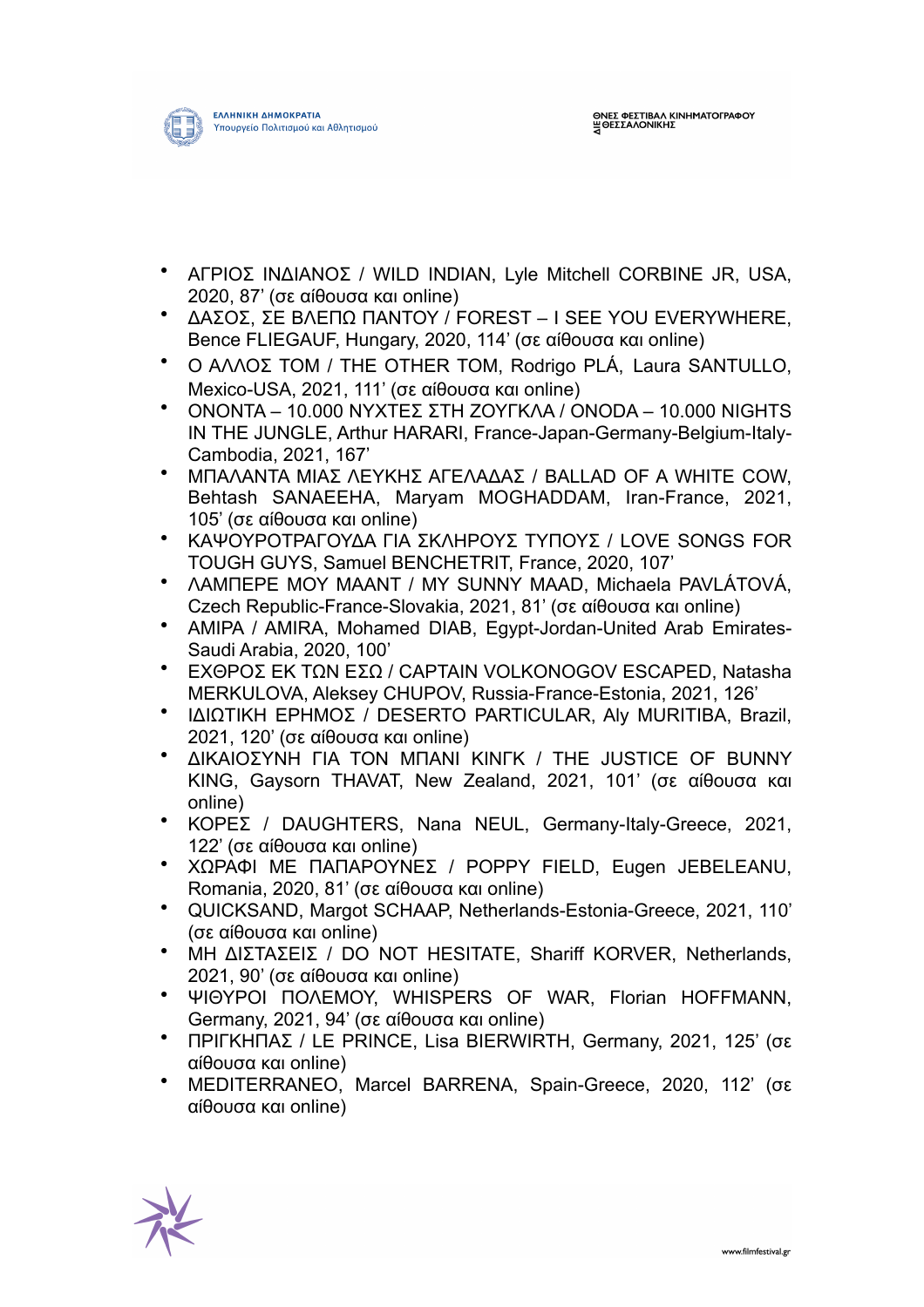- ΑΓΡΙΟΣ ΙΝΔΙΑΝΟΣ / WILD INDIAN, Lyle Mitchell CORBINE JR, USA, 2020, 87' (σε αίθουσα και online)
- ΔΑΣΟΣ, ΣΕ ΒΛΕΠΩ ΠΑΝΤΟΥ / FOREST – I SEE YOU EVERYWHERE, Bence FLIEGAUF, Hungary, 2020, 114' (σε αίθουσα και online)
- Ο ΑΛΛΟΣ ΤΟΜ / THE OTHER TOM, Rodrigo PLÁ, Laura SANTULLO, Mexico-USA, 2021, 111' (σε αίθουσα και online)
- ΟΝΟΝΤΑ – 10.000 ΝΥΧΤΕΣ ΣΤΗ ΖΟΥΓΚΛΑ / ONODA – 10.000 NIGHTS IN THE JUNGLE, Arthur HARARI, France-Japan-Germany-Belgium-Italy-Cambodia, 2021, 167'
- ΜΠΑΛΑΝΤΑ ΜΙΑΣ ΛΕΥΚΗΣ ΑΓΕΛΑΔΑΣ / BALLAD OF A WHITE COW, Behtash SANAEEHA, Maryam MOGHADDAM, Iran-France, 2021, 105' (σε αίθουσα και online)
- ΚΑΨΟΥΡΟΤΡΑΓΟΥΔΑ ΓΙΑ ΣΚΛΗΡΟΥΣ ΤΥΠΟΥΣ / LOVE SONGS FOR TOUGH GUYS, Samuel BENCHETRIT, France, 2020, 107'
- ΛΑΜΠΕΡΕ ΜΟΥ ΜΑΑΝΤ / MY SUNNY MAAD, Michaela PAVLÁTOVÁ, Czech Republic-France-Slovakia, 2021, 81' (σε αίθουσα και online)
- ΑΜΙΡΑ / AMIRA, Mohamed DIAB, Egypt-Jordan-United Arab Emirates-Saudi Arabia, 2020, 100'
- ΕΧΘΡΟΣ ΕΚ ΤΩΝ ΕΣΩ / CAPTAIN VOLKONOGOV ESCAPED, Natasha MERKULOVA, Aleksey CHUPOV, Russia-France-Estonia, 2021, 126'
- ΙΔΙΩΤΙΚΗ ΕΡΗΜΟΣ / DESERTO PARTICULAR, Aly MURITIBA, Brazil, 2021, 120' (σε αίθουσα και online)
- ΔΙΚΑΙΟΣΥΝΗ ΓΙΑ ΤΟΝ ΜΠΑΝΙ ΚΙΝΓΚ / THE JUSTICE OF BUNNY KING, Gaysorn THAVAT, New Zealand, 2021, 101' (σε αίθουσα και online)
- ΚΟΡΕΣ / DAUGHTERS, Nana NEUL, Germany-Italy-Greece, 2021, 122' (σε αίθουσα και online)
- ΧΩΡΑΦΙ ΜΕ ΠΑΠΑΡΟΥΝΕΣ / POPPY FIELD, Eugen JEBELEANU, Romania, 2020, 81' (σε αίθουσα και online)
- QUICKSAND, Margot SCHAAP, Netherlands-Estonia-Greece, 2021, 110' (σε αίθουσα και online)
- ΜΗ ΔΙΣΤΑΣΕΙΣ / DO NOT HESITATE, Shariff KORVER, Netherlands, 2021, 90' (σε αίθουσα και online)
- ΨΙΘΥΡΟΙ ΠΟΛΕΜΟΥ, WHISPERS OF WAR, Florian HOFFMANN, Germany, 2021, 94' (σε αίθουσα και online)
- ΠΡΙΓΚΗΠΑΣ / LE PRINCE, Lisa BIERWIRTH, Germany, 2021, 125' (σε αίθουσα και online)
- MEDITERRANEO, Marcel BARRENA, Spain-Greece, 2020, 112' (σε αίθουσα και online)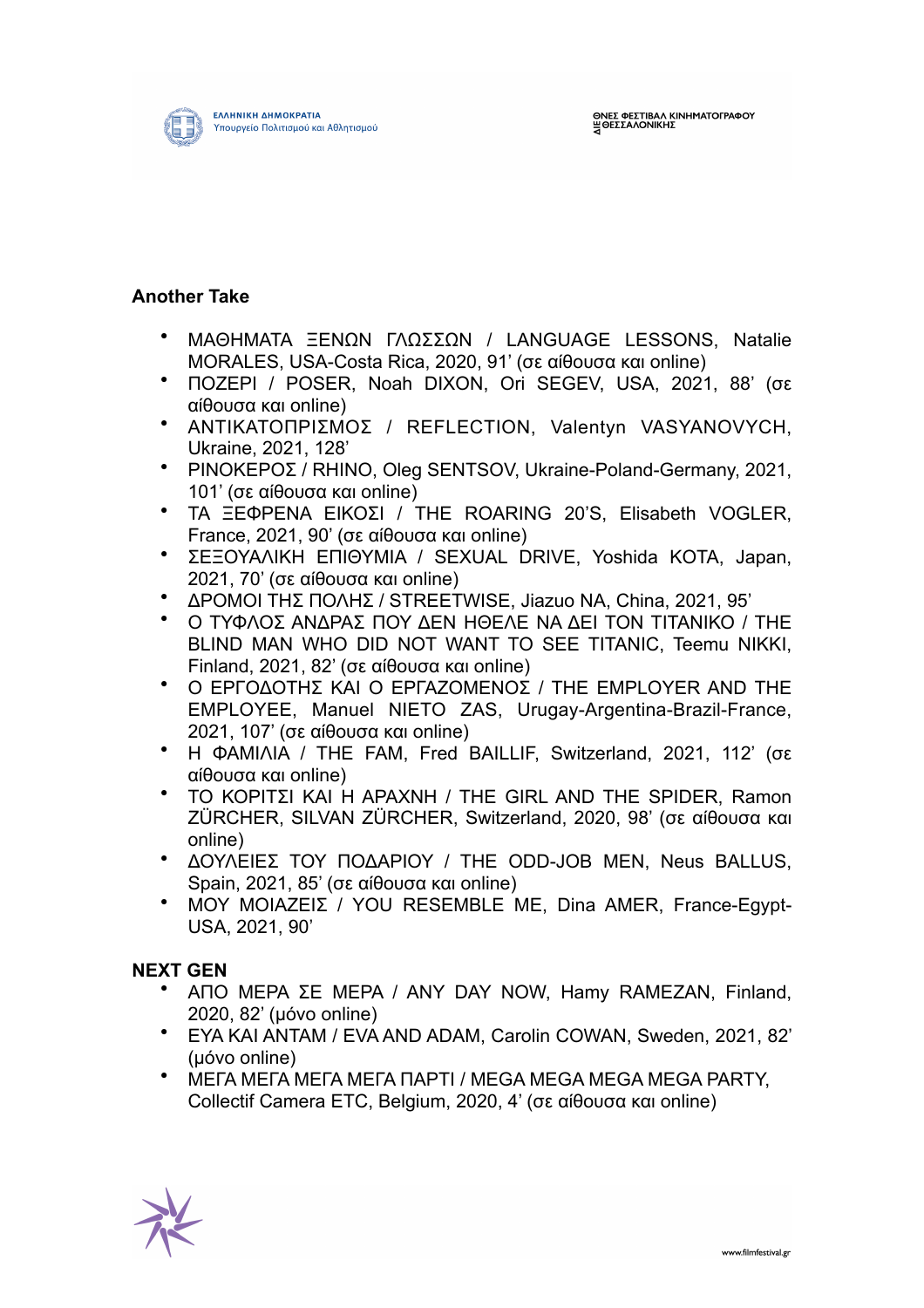## Another Take

- ΜΑΘΗΜΑΤΑ ΞΕΝΩΝ ΓΛΩΣΣΩΝ / LANGUAGE LESSONS, Natalie MORALES, USA-Costa Rica, 2020, 91' (σε αίθουσα και online)
- ΠΟΖΕΡΙ / POSER, Noah DIXON, Ori SEGEV, USA, 2021, 88' (σε αίθουσα και online)
- ΑΝΤΙΚΑΤΟΠΡΙΣΜΟΣ / REFLECTION, Valentyn VASYANOVYCH, Ukraine, 2021, 128'
- ΡΙΝΟΚΕΡΟΣ / RHINO, Oleg SENTSOV, Ukraine-Poland-Germany, 2021, 101' (σε αίθουσα και online)
- ΤΑ ΞΕΦΡΕΝΑ ΕΙΚΟΣΙ / THE ROARING 20'S, Elisabeth VOGLER, France, 2021, 90' (σε αίθουσα και online)
- ΣΕΞΟΥΑΛΙΚΗ ΕΠΙΘΥΜΙΑ / SEXUAL DRIVE, Yoshida KOTA, Japan, 2021, 70' (σε αίθουσα και online)
- ΔΡΟΜΟΙ ΤΗΣ ΠΟΛΗΣ / STREETWISE, Jiazuo NA, China, 2021, 95'
- Ο ΤΥΦΛΟΣ ΑΝΔΡΑΣ ΠΟΥ ΔΕΝ ΗΘΕΛΕ ΝΑ ΔΕΙ ΤΟΝ ΤΙΤΑΝΙΚΟ / THE BLIND MAN WHO DID NOT WANT TO SEE TITANIC, Teemu NIKKI, Finland, 2021, 82' (σε αίθουσα και online)
- Ο ΕΡΓΟΔΟΤΗΣ ΚΑΙ Ο ΕΡΓΑΖΟΜΕΝΟΣ / THE EMPLOYER AND THE EMPLOYEE, Manuel NIETO ZAS, Urugay-Argentina-Brazil-France, 2021, 107' (σε αίθουσα και online)
- Η ΦΑΜΙΛΙΑ / THE FAM, Fred BAILLIF, Switzerland, 2021, 112' (σε αίθουσα και online)
- ΤΟ ΚΟΡΙΤΣΙ ΚΑΙ Η ΑΡΑΧΝΗ / THE GIRL AND THE SPIDER, Ramon ZÜRCHER, SILVAN ZÜRCHER, Switzerland, 2020, 98' (σε αίθουσα και online)
- ΔΟΥΛΕΙΕΣ ΤΟΥ ΠΟΔΑΡΙΟΥ / THE ODD-JOB MEN, Neus BALLUS, Spain, 2021, 85' (σε αίθουσα και online)
- ΜΟΥ ΜΟΙΑΖΕΙΣ / YOU RESEMBLE ME, Dina AMER, France-Egypt-USA, 2021, 90'

## NEXT GEN

- ΑΠΟ ΜΕΡΑ ΣΕ ΜΕΡΑ / ANY DAY NOW, Hamy RAMEZAN, Finland, 2020, 82' (μόνο online)
- ΕΥΑ ΚΑΙ ΑΝΤΑΜ / EVA AND ADAM, Carolin COWAN, Sweden, 2021, 82' (μόνο online)
- ΜΕΓΑ ΜΕΓΑ ΜΕΓΑ ΜΕΓΑ ΠΑΡΤΙ / MEGA MEGA MEGA MEGA PARTY, Collectif Camera ETC, Belgium, 2020, 4' (σε αίθουσα και online)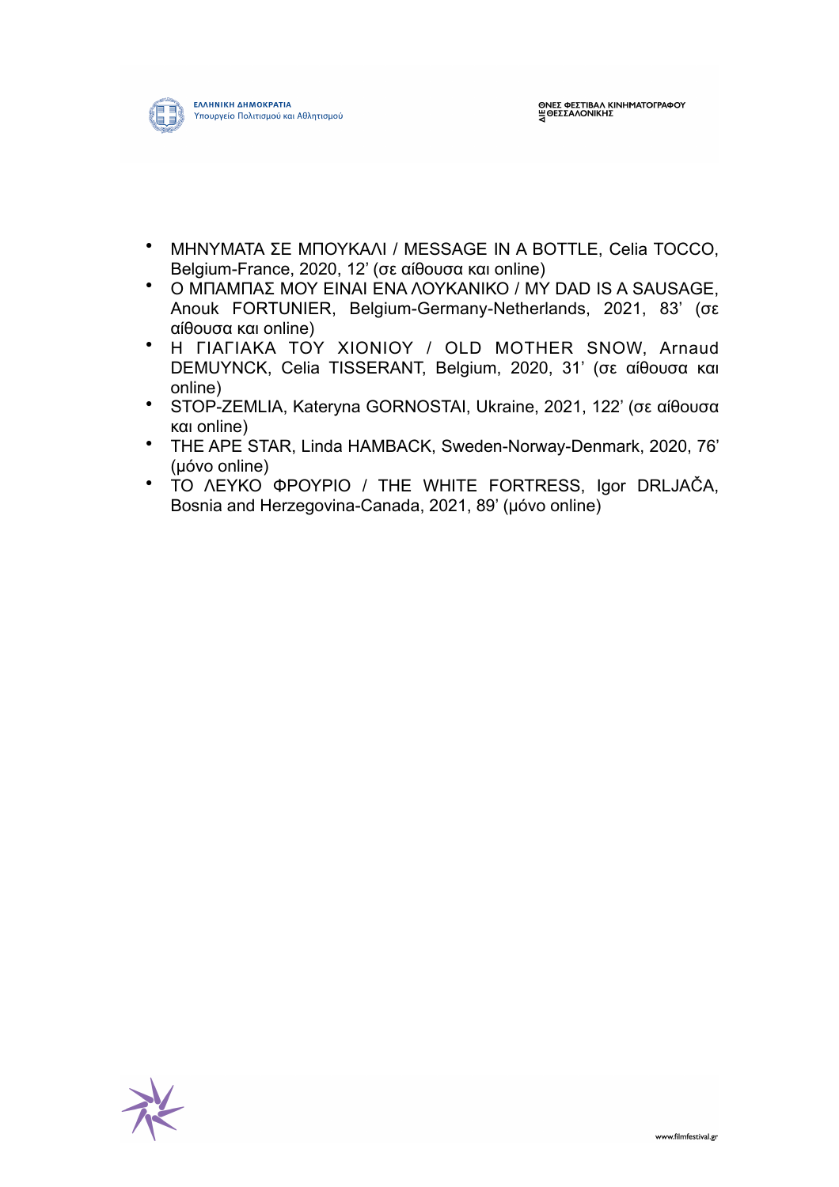- ΜΗΝΥΜΑΤΑ ΣΕ ΜΠΟΥΚΑΛΙ / MESSAGE IN A BOTTLE, Celia TOCCO, Belgium-France, 2020, 12’ (σε αίθουσα και online)
- Ο ΜΠΑΜΠΑΣ ΜΟΥ ΕΙΝΑΙ ΕΝΑ ΛΟΥΚΑΝΙΚΟ / MY DAD IS A SAUSAGE, Anouk FORTUNIER, Belgium-Germany-Netherlands, 2021, 83’ (σε αίθουσα και online)
- Η ΓΙΑΓΙΑΚΑ ΤΟΥ ΧΙΟΝΙΟΥ / OLD MOTHER SNOW, Arnaud DEMUYNCK, Celia TISSERANT, Belgium, 2020, 31’ (σε αίθουσα και online)
- STOP-ZEMLIA, Kateryna GORNOSTAI, Ukraine, 2021, 122’ (σε αίθουσα και online)
- THE APE STAR, Linda HAMBACK, Sweden-Norway-Denmark, 2020, 76’ (μόνο online)
- ΤΟ ΛΕΥΚΟ ΦΡΟΥΡΙΟ / THE WHITE FORTRESS, Igor DRLJAČA, Bosnia and Herzegovina-Canada, 2021, 89’ (μόνο online)